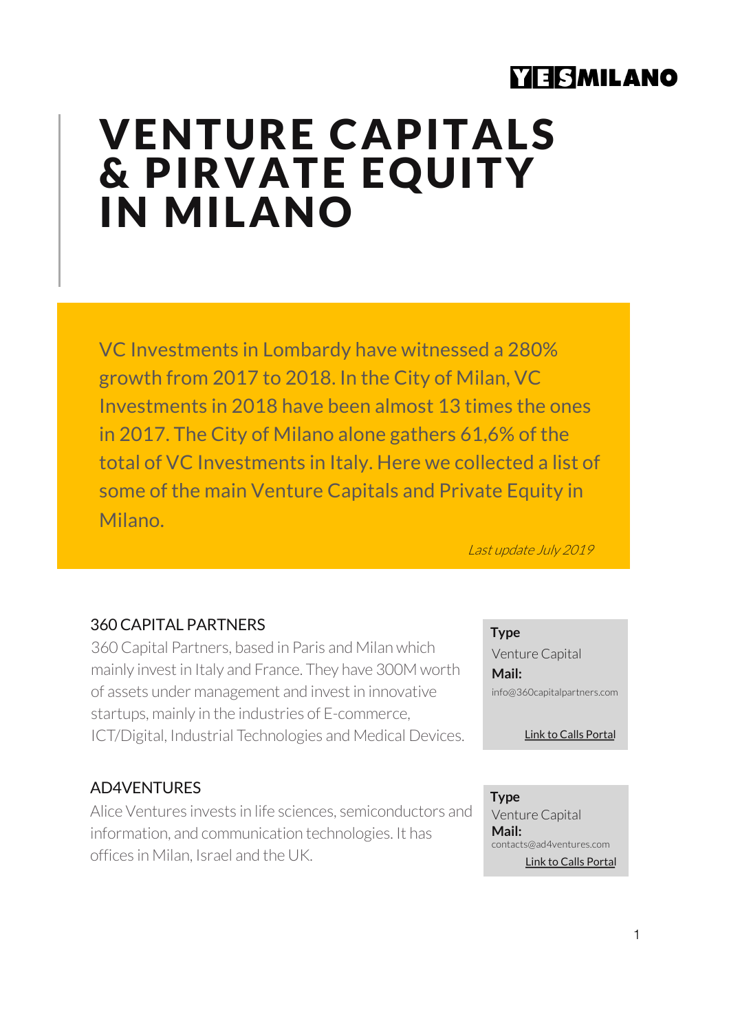YESMILANO

# VENTURE CAPITALS & PIRVATE EQUITY IN MILANO

VC Investments in Lombardy have witnessed a 280% growth from 2017 to 2018. In the City of Milan, VC Investments in 2018 have been almost 13 times the ones in 2017. The City of Milano alone gathers 61,6% of the total of VC Investments in Italy. Here we collected a list of some of the main Venture Capitals and Private Equity in Milano.

*Last update July 2019*

## 360 CAPITAL PARTNERS

360 Capital Partners, based in Paris and Milan which mainly invest in Italy and France. They have 300M worth of assets under management and invest in innovative startups, mainly in the industries of E-commerce, ICT/Digital, Industrial Technologies and Medical Devices.

**Type**
Venture Capital
**Mail:**
info@360capitalpartners.com

Link to Calls Portal

## AD4VENTURES

Alice Ventures invests in life sciences, semiconductors and information, and communication technologies. It has offices in Milan, Israel and the UK.

**Type**
Venture Capital
**Mail:**
contacts@ad4ventures.com

Link to Calls Portal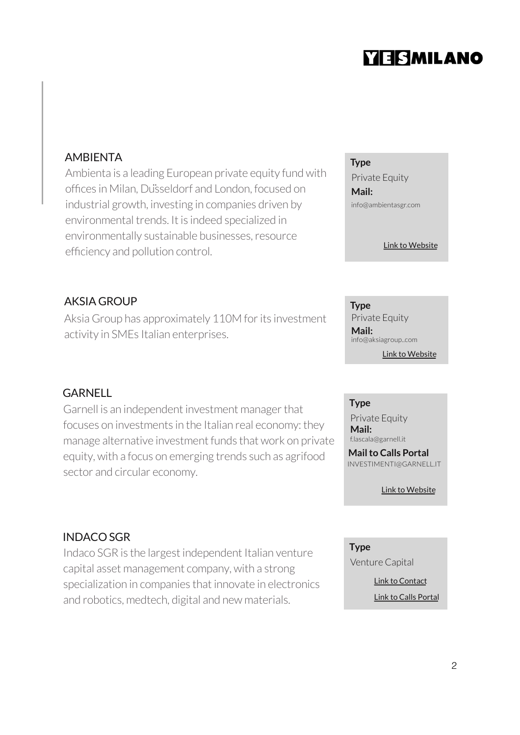## AMBIENTA

Ambienta is a leading European private equity fund with offices in Milan, Düsseldorf and London, focused on industrial growth, investing in companies driven by environmental trends. It is indeed specialized in environmentally sustainable businesses, resource efficiency and pollution control.

**Type**
Private Equity
**Mail:**
info@ambientasgr.com

Link to Website

## AKSIA GROUP

Aksia Group has approximately 110M for its investment activity in SMEs Italian enterprises.

**Type**
Private Equity
**Mail:**
info@aksiagroup..com

Link to Website

## GARNELL

Garnell is an independent investment manager that focuses on investments in the Italian real economy: they manage alternative investment funds that work on private equity, with a focus on emerging trends such as agrifood sector and circular economy.

**Type**
Private Equity
**Mail:**
f.lascala@garnell.it
**Mail to Calls Portal**
INVESTIMENTI@GARNELL.IT

Link to Website

## INDACO SGR

Indaco SGR is the largest independent Italian venture capital asset management company, with a strong specialization in companies that innovate in electronics and robotics, medtech, digital and new materials.

**Type**
Venture Capital

Link to Contact

Link to Calls Portal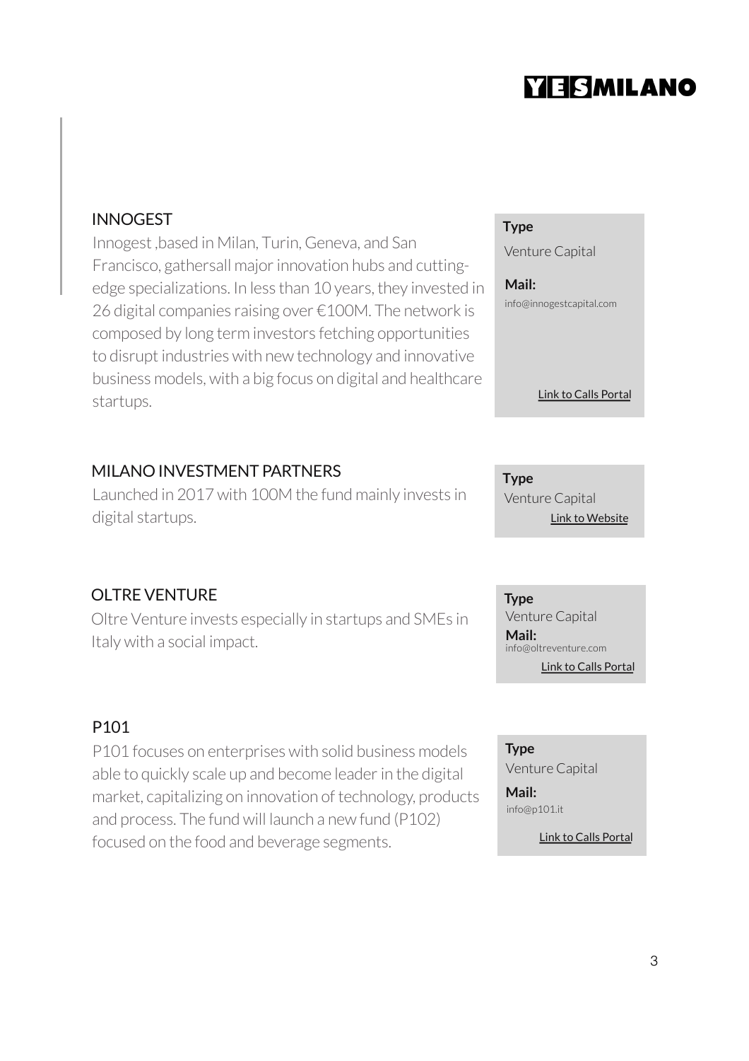## INNOGEST

Innogest ,based in Milan, Turin, Geneva, and San Francisco, gathersall major innovation hubs and cutting-edge specializations. In less than 10 years, they invested in 26 digital companies raising over €100M. The network is composed by long term investors fetching opportunities to disrupt industries with new technology and innovative business models, with a big focus on digital and healthcare startups.

**Type**
Venture Capital

**Mail:**
info@innogestcapital.com

Link to Calls Portal

## MILANO INVESTMENT PARTNERS

Launched in 2017 with 100M the fund mainly invests in digital startups.

**Type**
Venture Capital

Link to Website

## OLTRE VENTURE

Oltre Venture invests especially in startups and SMEs in Italy with a social impact.

**Type**
Venture Capital

**Mail:**
info@oltreventure.com

Link to Calls Portal

## P101

P101 focuses on enterprises with solid business models able to quickly scale up and become leader in the digital market, capitalizing on innovation of technology, products and process. The fund will launch a new fund (P102) focused on the food and beverage segments.

**Type**
Venture Capital

**Mail:**
info@p101.it

Link to Calls Portal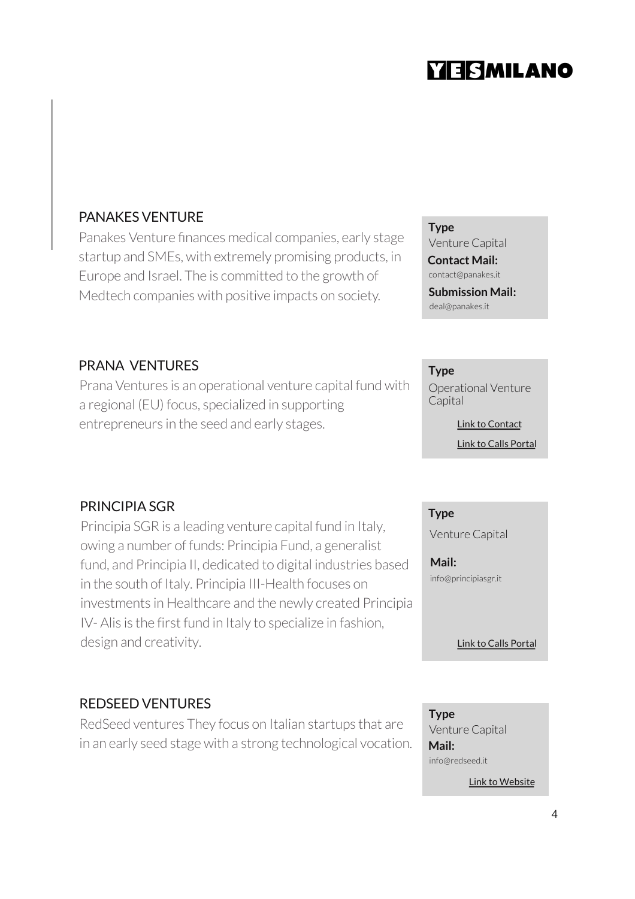## PANAKES VENTURE

Panakes Venture finances medical companies, early stage startup and SMEs, with extremely promising products, in Europe and Israel. The is committed to the growth of Medtech companies with positive impacts on society.

**Type**
Venture Capital
**Contact Mail:**
contact@panakes.it
**Submission Mail:**
deal@panakes.it

## PRANA VENTURES

Prana Ventures is an operational venture capital fund with a regional (EU) focus, specialized in supporting entrepreneurs in the seed and early stages.

**Type**
Operational Venture Capital

Link to Contact

Link to Calls Portal

## PRINCIPIA SGR

Principia SGR is a leading venture capital fund in Italy, owing a number of funds: Principia Fund, a generalist fund, and Principia II, dedicated to digital industries based in the south of Italy. Principia III-Health focuses on investments in Healthcare and the newly created Principia IV- Alis is the first fund in Italy to specialize in fashion, design and creativity.

**Type**
Venture Capital

**Mail:**
info@principiasgr.it

Link to Calls Portal

## REDSEED VENTURES

RedSeed ventures They focus on Italian startups that are in an early seed stage with a strong technological vocation.

**Type**
Venture Capital
**Mail:**
info@redseed.it

Link to Website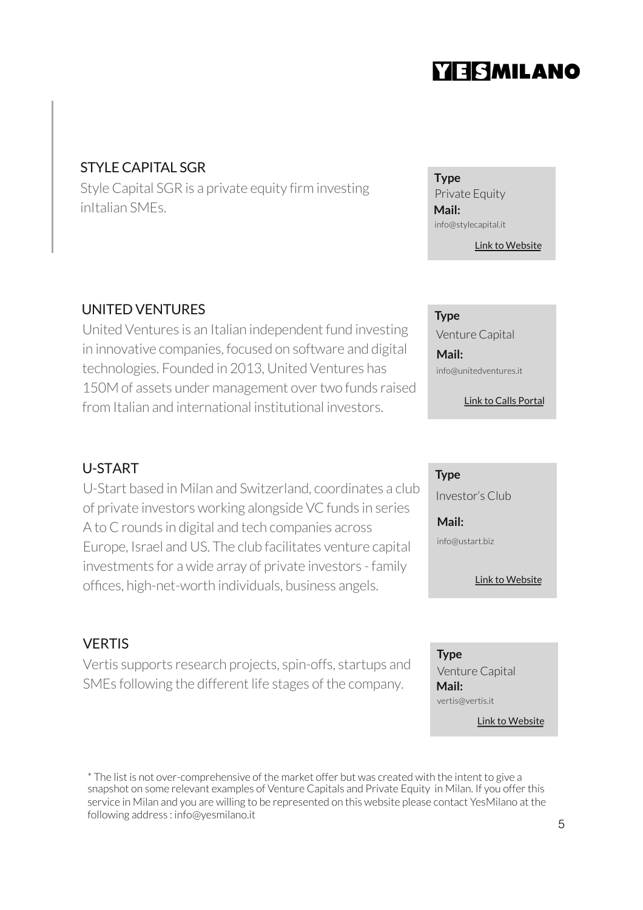## STYLE CAPITAL SGR

Style Capital SGR is a private equity firm investing inItalian SMEs.

**Type**
Private Equity
**Mail:**
info@stylecapital.it

Link to Website

## UNITED VENTURES

United Ventures is an Italian independent fund investing in innovative companies, focused on software and digital technologies. Founded in 2013, United Ventures has 150M of assets under management over two funds raised from Italian and international institutional investors.

**Type**
Venture Capital
**Mail:**
info@unitedventures.it

Link to Calls Portal

## U-START

U-Start based in Milan and Switzerland, coordinates a club of private investors working alongside VC funds in series A to C rounds in digital and tech companies across Europe, Israel and US. The club facilitates venture capital investments for a wide array of private investors - family offices, high-net-worth individuals, business angels.

**Type**
Investor's Club
**Mail:**
info@ustart.biz

Link to Website

## VERTIS

Vertis supports research projects, spin-offs, startups and SMEs following the different life stages of the company.

**Type**
Venture Capital
**Mail:**
vertis@vertis.it

Link to Website

* The list is not over-comprehensive of the market offer but was created with the intent to give a snapshot on some relevant examples of Venture Capitals and Private Equity in Milan. If you offer this service in Milan and you are willing to be represented on this website please contact YesMilano at the following address : info@yesmilano.it